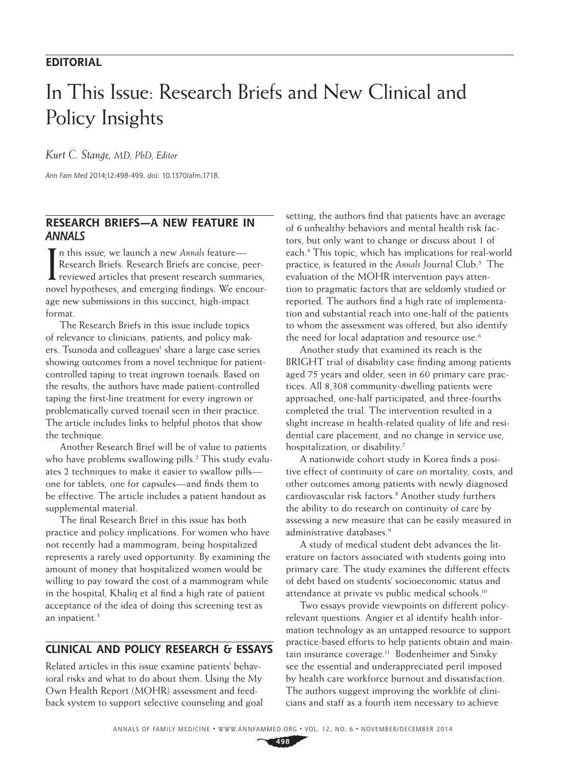**EDITORIAL**

# In This Issue: Research Briefs and New Clinical and Policy Insights

*Kurt C. Stange, MD, PhD, Editor*

*Ann Fam Med* 2014;12:498-499. doi: 10.1370/afm.1718.

## RESEARCH BRIEFS—A NEW FEATURE IN *ANNALS*

In this issue, we launch a new *Annals* feature—Research Briefs. Research Briefs are concise, peer-reviewed articles that present research summaries, novel hypotheses, and emerging findings. We encourage new submissions in this succinct, high-impact format.

The Research Briefs in this issue include topics of relevance to clinicians, patients, and policy makers. Tsunoda and colleagues[1] share a large case series showing outcomes from a novel technique for patient-controlled taping to treat ingrown toenails. Based on the results, the authors have made patient-controlled taping the first-line treatment for every ingrown or problematically curved toenail seen in their practice. The article includes links to helpful photos that show the technique.

Another Research Brief will be of value to patients who have problems swallowing pills.[2] This study evaluates 2 techniques to make it easier to swallow pills—one for tablets, one for capsules—and finds them to be effective. The article includes a patient handout as supplemental material.

The final Research Brief in this issue has both practice and policy implications. For women who have not recently had a mammogram, being hospitalized represents a rarely used opportunity. By examining the amount of money that hospitalized women would be willing to pay toward the cost of a mammogram while in the hospital, Khaliq et al find a high rate of patient acceptance of the idea of doing this screening test as an inpatient.[3]

## CLINICAL AND POLICY RESEARCH & ESSAYS

Related articles in this issue examine patients' behavioral risks and what to do about them. Using the My Own Health Report (MOHR) assessment and feedback system to support selective counseling and goal setting, the authors find that patients have an average of 6 unhealthy behaviors and mental health risk factors, but only want to change or discuss about 1 of each.[4] This topic, which has implications for real-world practice, is featured in the *Annals* Journal Club.[5] The evaluation of the MOHR intervention pays attention to pragmatic factors that are seldomly studied or reported. The authors find a high rate of implementation and substantial reach into one-half of the patients to whom the assessment was offered, but also identify the need for local adaptation and resource use.[6]

Another study that examined its reach is the BRIGHT trial of disability case finding among patients aged 75 years and older, seen in 60 primary care practices. All 8,308 community-dwelling patients were approached, one-half participated, and three-fourths completed the trial. The intervention resulted in a slight increase in health-related quality of life and residential care placement, and no change in service use, hospitalization, or disability.[7]

A nationwide cohort study in Korea finds a positive effect of continuity of care on mortality, costs, and other outcomes among patients with newly diagnosed cardiovascular risk factors.[8] Another study furthers the ability to do research on continuity of care by assessing a new measure that can be easily measured in administrative databases.[9]

A study of medical student debt advances the literature on factors associated with students going into primary care. The study examines the different effects of debt based on students' socioeconomic status and attendance at private vs public medical schools.[10]

Two essays provide viewpoints on different policy-relevant questions. Angier et al identify health information technology as an untapped resource to support practice-based efforts to help patients obtain and maintain insurance coverage.[11] Bodenheimer and Sinsky see the essential and underappreciated peril imposed by health care workforce burnout and dissatisfaction. The authors suggest improving the worklife of clinicians and staff as a fourth item necessary to achieve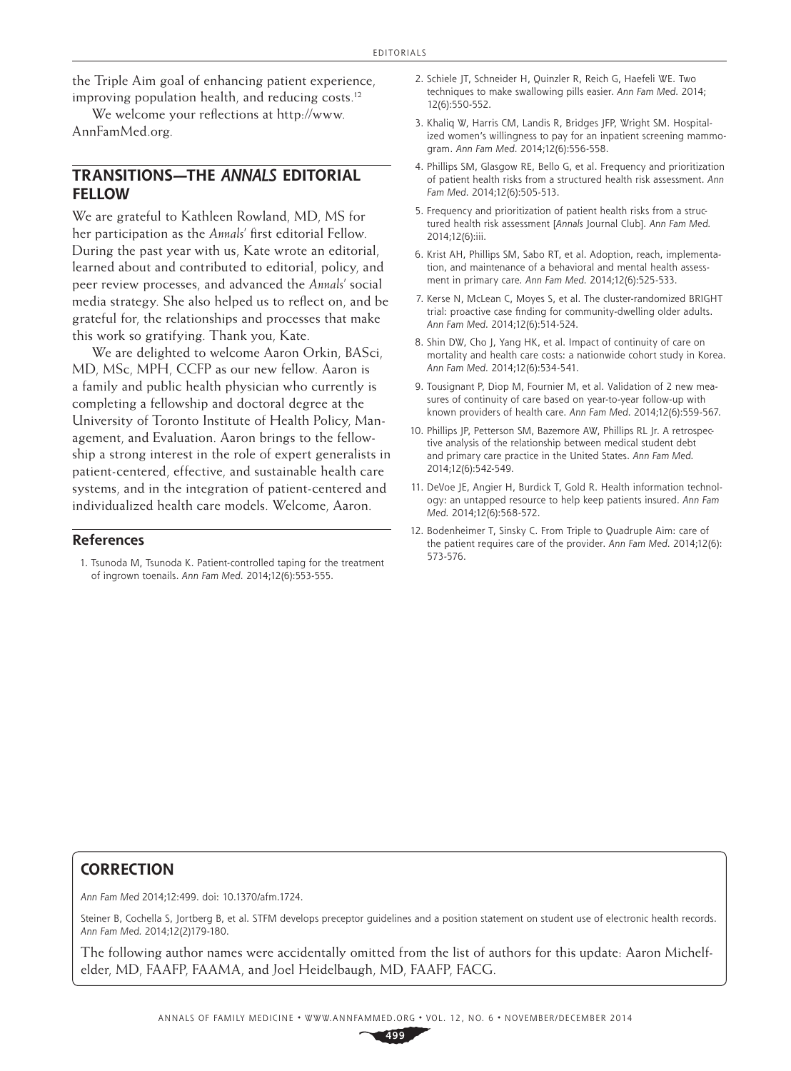the Triple Aim goal of enhancing patient experience, improving population health, and reducing costs.[12]

We welcome your reflections at http://www.AnnFamMed.org.

## TRANSITIONS—THE *ANNALS* EDITORIAL FELLOW

We are grateful to Kathleen Rowland, MD, MS for her participation as the *Annals'* first editorial Fellow. During the past year with us, Kate wrote an editorial, learned about and contributed to editorial, policy, and peer review processes, and advanced the *Annals'* social media strategy. She also helped us to reflect on, and be grateful for, the relationships and processes that make this work so gratifying. Thank you, Kate.

We are delighted to welcome Aaron Orkin, BASci, MD, MSc, MPH, CCFP as our new fellow. Aaron is a family and public health physician who currently is completing a fellowship and doctoral degree at the University of Toronto Institute of Health Policy, Management, and Evaluation. Aaron brings to the fellowship a strong interest in the role of expert generalists in patient-centered, effective, and sustainable health care systems, and in the integration of patient-centered and individualized health care models. Welcome, Aaron.

### References

1. Tsunoda M, Tsunoda K. Patient-controlled taping for the treatment of ingrown toenails. *Ann Fam Med.* 2014;12(6):553-555.
2. Schiele JT, Schneider H, Quinzler R, Reich G, Haefeli WE. Two techniques to make swallowing pills easier. *Ann Fam Med.* 2014; 12(6):550-552.
3. Khaliq W, Harris CM, Landis R, Bridges JFP, Wright SM. Hospitalized women's willingness to pay for an inpatient screening mammogram. *Ann Fam Med.* 2014;12(6):556-558.
4. Phillips SM, Glasgow RE, Bello G, et al. Frequency and prioritization of patient health risks from a structured health risk assessment. *Ann Fam Med.* 2014;12(6):505-513.
5. Frequency and prioritization of patient health risks from a structured health risk assessment [*Annals* Journal Club]. *Ann Fam Med.* 2014;12(6):iii.
6. Krist AH, Phillips SM, Sabo RT, et al. Adoption, reach, implementation, and maintenance of a behavioral and mental health assessment in primary care. *Ann Fam Med.* 2014;12(6):525-533.
7. Kerse N, McLean C, Moyes S, et al. The cluster-randomized BRIGHT trial: proactive case finding for community-dwelling older adults. *Ann Fam Med.* 2014;12(6):514-524.
8. Shin DW, Cho J, Yang HK, et al. Impact of continuity of care on mortality and health care costs: a nationwide cohort study in Korea. *Ann Fam Med.* 2014;12(6):534-541.
9. Tousignant P, Diop M, Fournier M, et al. Validation of 2 new measures of continuity of care based on year-to-year follow-up with known providers of health care. *Ann Fam Med.* 2014;12(6):559-567.
10. Phillips JP, Petterson SM, Bazemore AW, Phillips RL Jr. A retrospective analysis of the relationship between medical student debt and primary care practice in the United States. *Ann Fam Med.* 2014;12(6):542-549.
11. DeVoe JE, Angier H, Burdick T, Gold R. Health information technology: an untapped resource to help keep patients insured. *Ann Fam Med.* 2014;12(6):568-572.
12. Bodenheimer T, Sinsky C. From Triple to Quadruple Aim: care of the patient requires care of the provider. *Ann Fam Med.* 2014;12(6): 573-576.

## CORRECTION

*Ann Fam Med* 2014;12:499. doi: 10.1370/afm.1724.

Steiner B, Cochella S, Jortberg B, et al. STFM develops preceptor guidelines and a position statement on student use of electronic health records. *Ann Fam Med.* 2014;12(2)179-180.

The following author names were accidentally omitted from the list of authors for this update: Aaron Michelfelder, MD, FAAFP, FAAMA, and Joel Heidelbaugh, MD, FAAFP, FACG.